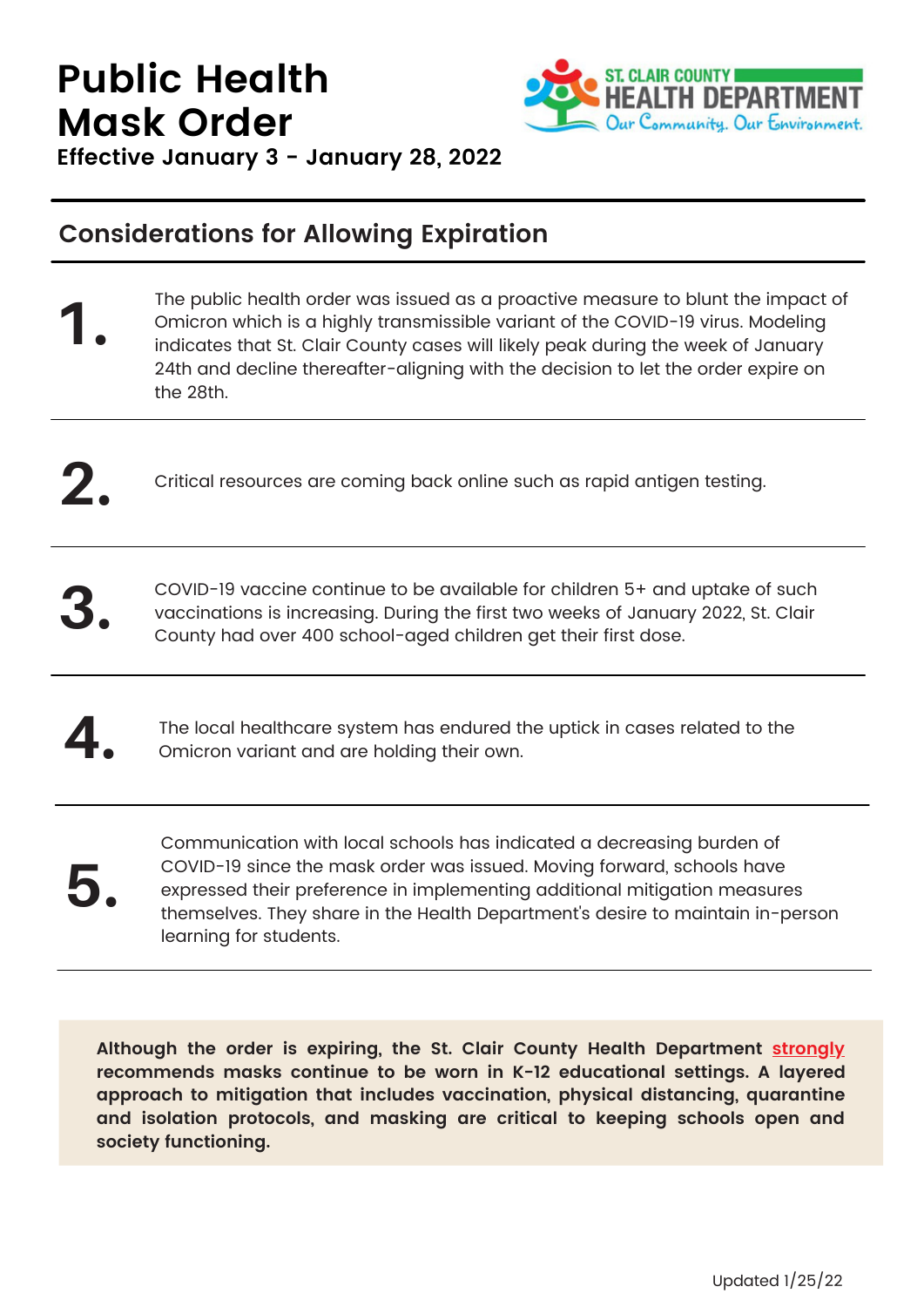# Public Health Mask Order

**Effective January 3 - January 28, 2022**

ST. CLAIR COUNTY HEALTH DEPARTMENT
Our Community. Our Environment.

## Considerations for Allowing Expiration

1. The public health order was issued as a proactive measure to blunt the impact of Omicron which is a highly transmissible variant of the COVID-19 virus. Modeling indicates that St. Clair County cases will likely peak during the week of January 24th and decline thereafter-aligning with the decision to let the order expire on the 28th.

2. Critical resources are coming back online such as rapid antigen testing.

3. COVID-19 vaccine continue to be available for children 5+ and uptake of such vaccinations is increasing. During the first two weeks of January 2022, St. Clair County had over 400 school-aged children get their first dose.

4. The local healthcare system has endured the uptick in cases related to the Omicron variant and are holding their own.

5. Communication with local schools has indicated a decreasing burden of COVID-19 since the mask order was issued. Moving forward, schools have expressed their preference in implementing additional mitigation measures themselves. They share in the Health Department's desire to maintain in-person learning for students.

**Although the order is expiring, the St. Clair County Health Department strongly recommends masks continue to be worn in K-12 educational settings. A layered approach to mitigation that includes vaccination, physical distancing, quarantine and isolation protocols, and masking are critical to keeping schools open and society functioning.**

Updated 1/25/22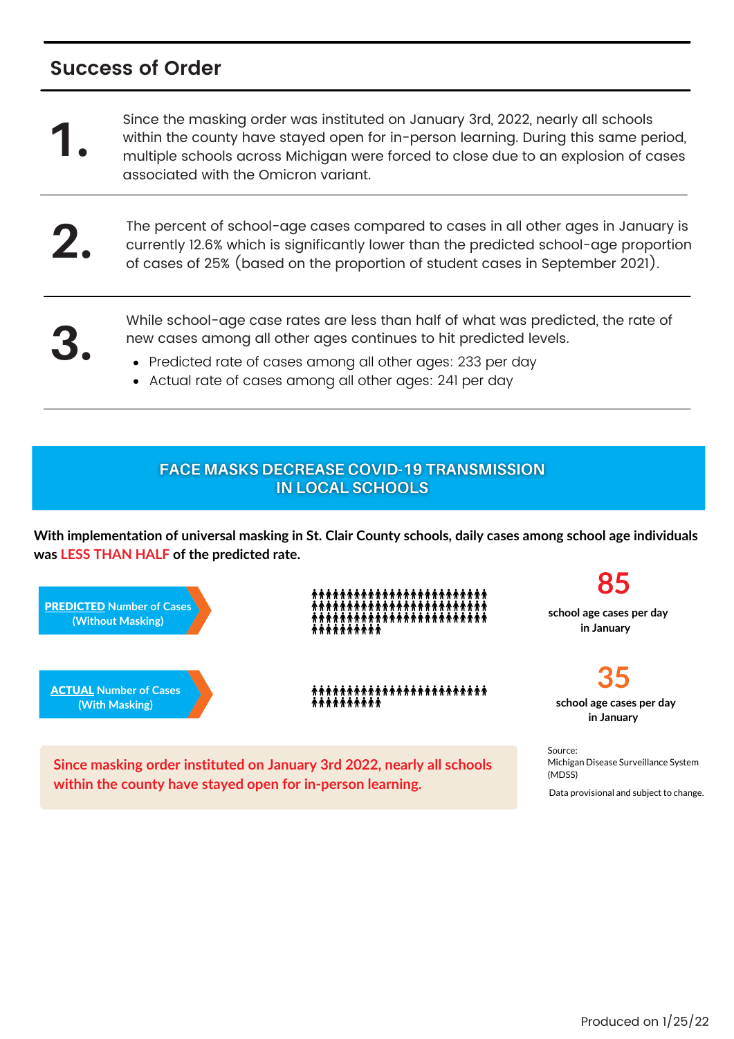## Success of Order

**1.** Since the masking order was instituted on January 3rd, 2022, nearly all schools within the county have stayed open for in-person learning. During this same period, multiple schools across Michigan were forced to close due to an explosion of cases associated with the Omicron variant.

**2.** The percent of school-age cases compared to cases in all other ages in January is currently 12.6% which is significantly lower than the predicted school-age proportion of cases of 25% (based on the proportion of student cases in September 2021).

**3.** While school-age case rates are less than half of what was predicted, the rate of new cases among all other ages continues to hit predicted levels.

- Predicted rate of cases among all other ages: 233 per day
- Actual rate of cases among all other ages: 241 per day

## FACE MASKS DECREASE COVID-19 TRANSMISSION IN LOCAL SCHOOLS

**With implementation of universal masking in St. Clair County schools, daily cases among school age individuals was LESS THAN HALF of the predicted rate.**

**PREDICTED Number of Cases (Without Masking)**

**85**
**school age cases per day in January**

**ACTUAL Number of Cases (With Masking)**

**35**
**school age cases per day in January**

**Since masking order instituted on January 3rd 2022, nearly all schools within the county have stayed open for in-person learning.**

Source:
Michigan Disease Surveillance System (MDSS)

Data provisional and subject to change.

Produced on 1/25/22